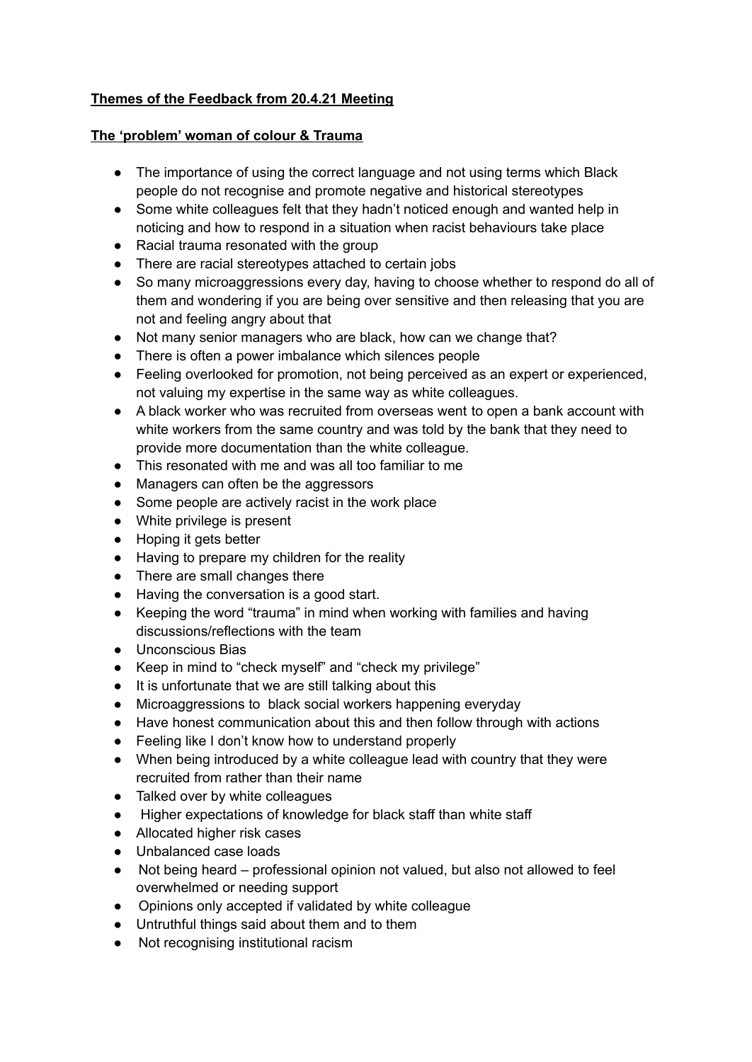**Themes of the Feedback from 20.4.21 Meeting**

**The 'problem' woman of colour & Trauma**

- The importance of using the correct language and not using terms which Black people do not recognise and promote negative and historical stereotypes
- Some white colleagues felt that they hadn't noticed enough and wanted help in noticing and how to respond in a situation when racist behaviours take place
- Racial trauma resonated with the group
- There are racial stereotypes attached to certain jobs
- So many microaggressions every day, having to choose whether to respond do all of them and wondering if you are being over sensitive and then releasing that you are not and feeling angry about that
- Not many senior managers who are black, how can we change that?
- There is often a power imbalance which silences people
- Feeling overlooked for promotion, not being perceived as an expert or experienced, not valuing my expertise in the same way as white colleagues.
- A black worker who was recruited from overseas went to open a bank account with white workers from the same country and was told by the bank that they need to provide more documentation than the white colleague.
- This resonated with me and was all too familiar to me
- Managers can often be the aggressors
- Some people are actively racist in the work place
- White privilege is present
- Hoping it gets better
- Having to prepare my children for the reality
- There are small changes there
- Having the conversation is a good start.
- Keeping the word "trauma" in mind when working with families and having discussions/reflections with the team
- Unconscious Bias
- Keep in mind to "check myself" and "check my privilege"
- It is unfortunate that we are still talking about this
- Microaggressions to black social workers happening everyday
- Have honest communication about this and then follow through with actions
- Feeling like I don't know how to understand properly
- When being introduced by a white colleague lead with country that they were recruited from rather than their name
- Talked over by white colleagues
- Higher expectations of knowledge for black staff than white staff
- Allocated higher risk cases
- Unbalanced case loads
- Not being heard – professional opinion not valued, but also not allowed to feel overwhelmed or needing support
- Opinions only accepted if validated by white colleague
- Untruthful things said about them and to them
- Not recognising institutional racism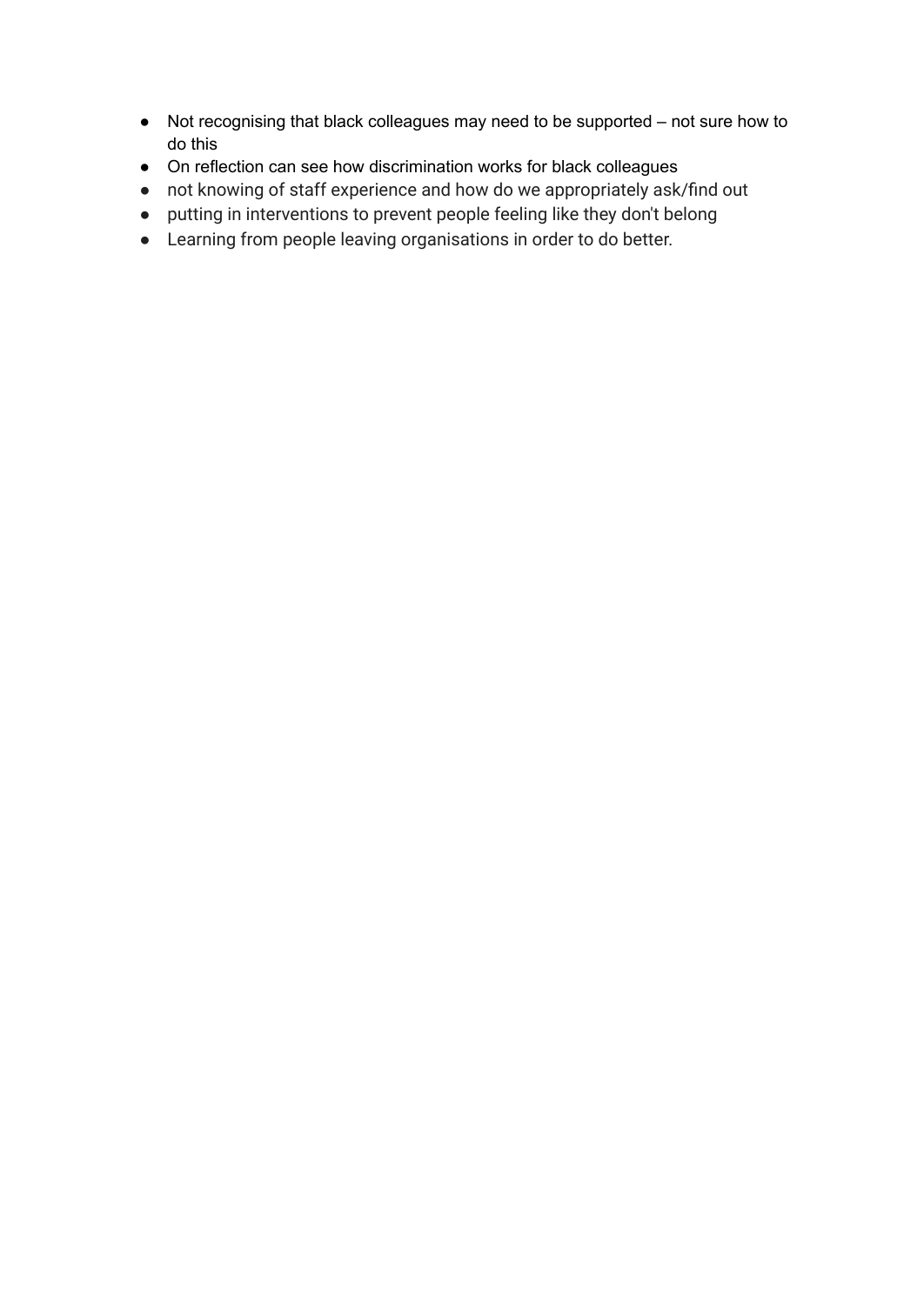- Not recognising that black colleagues may need to be supported – not sure how to do this
- On reflection can see how discrimination works for black colleagues
- not knowing of staff experience and how do we appropriately ask/find out
- putting in interventions to prevent people feeling like they don't belong
- Learning from people leaving organisations in order to do better.